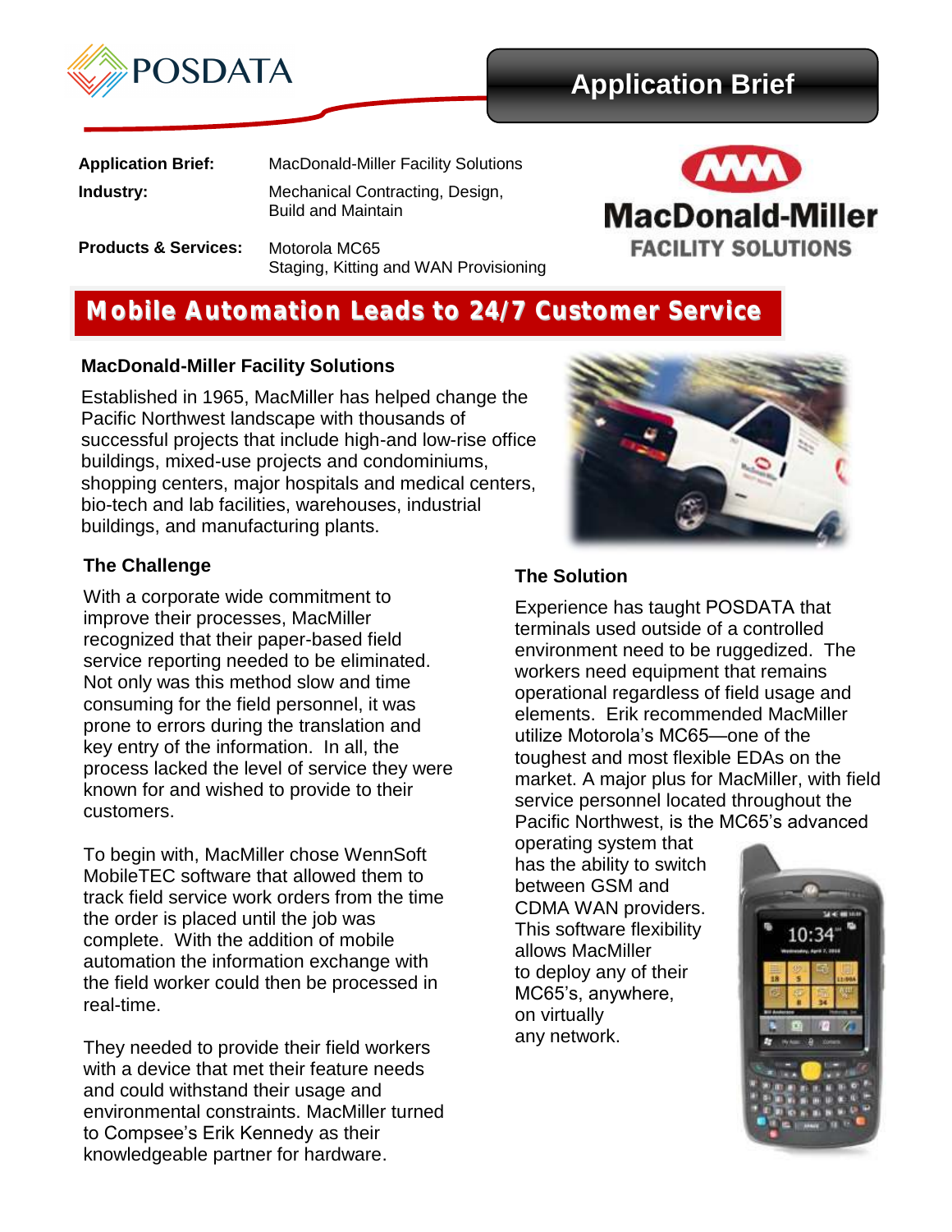POSDATA

**Application Brief**

| | |
|---|---|
| **Application Brief:** | MacDonald-Miller Facility Solutions |
| **Industry:** | Mechanical Contracting, Design, Build and Maintain |
| **Products & Services:** | Motorola MC65<br>Staging, Kitting and WAN Provisioning |

MacDonald-Miller FACILITY SOLUTIONS

# Mobile Automation Leads to 24/7 Customer Service

### MacDonald-Miller Facility Solutions

Established in 1965, MacMiller has helped change the Pacific Northwest landscape with thousands of successful projects that include high-and low-rise office buildings, mixed-use projects and condominiums, shopping centers, major hospitals and medical centers, bio-tech and lab facilities, warehouses, industrial buildings, and manufacturing plants.

### The Challenge

With a corporate wide commitment to improve their processes, MacMiller recognized that their paper-based field service reporting needed to be eliminated. Not only was this method slow and time consuming for the field personnel, it was prone to errors during the translation and key entry of the information. In all, the process lacked the level of service they were known for and wished to provide to their customers.

To begin with, MacMiller chose WennSoft MobileTEC software that allowed them to track field service work orders from the time the order is placed until the job was complete. With the addition of mobile automation the information exchange with the field worker could then be processed in real-time.

They needed to provide their field workers with a device that met their feature needs and could withstand their usage and environmental constraints. MacMiller turned to Compsee's Erik Kennedy as their knowledgeable partner for hardware.

### The Solution

Experience has taught POSDATA that terminals used outside of a controlled environment need to be ruggedized. The workers need equipment that remains operational regardless of field usage and elements. Erik recommended MacMiller utilize Motorola's MC65—one of the toughest and most flexible EDAs on the market. A major plus for MacMiller, with field service personnel located throughout the Pacific Northwest, is the MC65's advanced operating system that has the ability to switch between GSM and CDMA WAN providers. This software flexibility allows MacMiller to deploy any of their MC65's, anywhere, on virtually any network.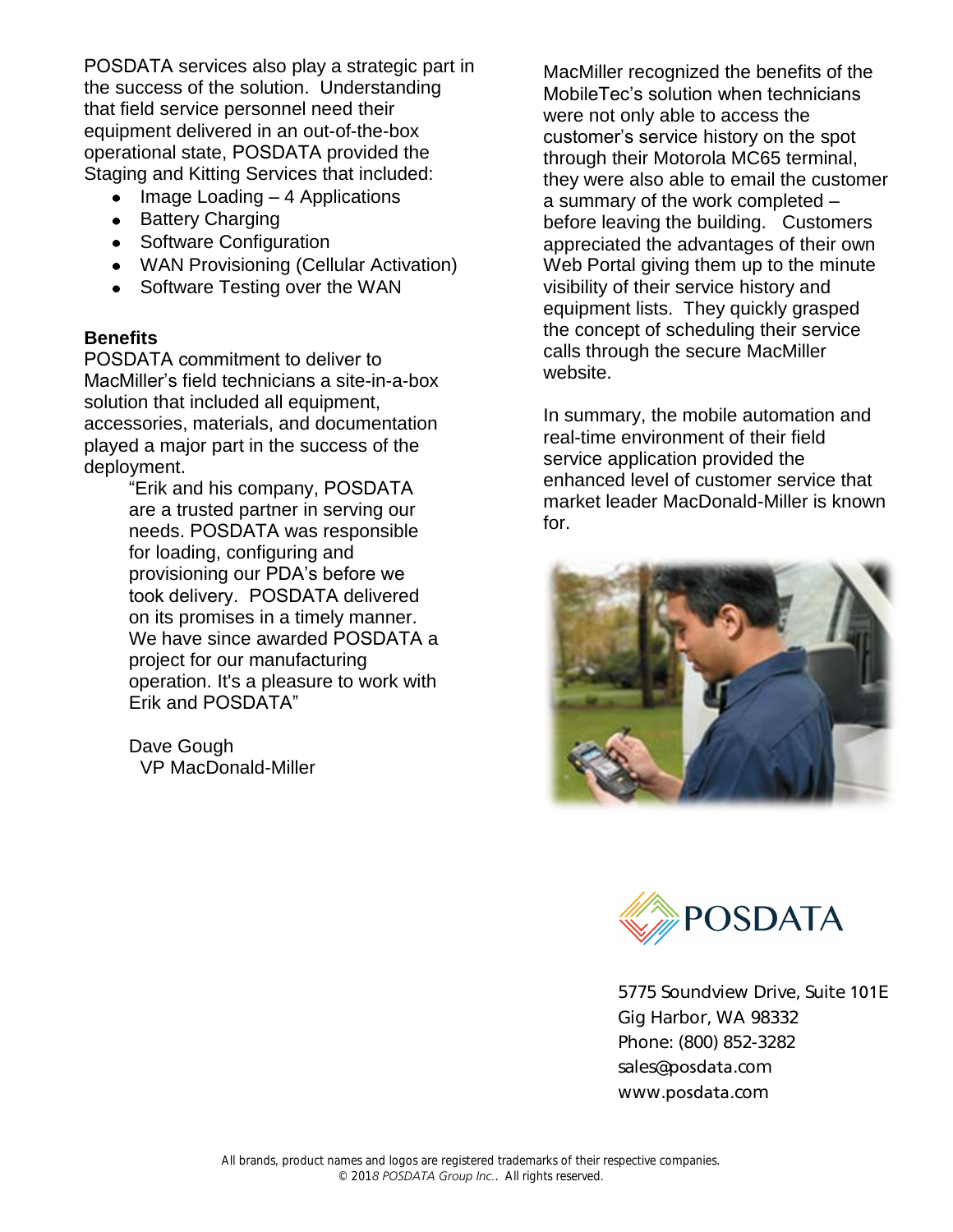POSDATA services also play a strategic part in the success of the solution. Understanding that field service personnel need their equipment delivered in an out-of-the-box operational state, POSDATA provided the Staging and Kitting Services that included:

- Image Loading – 4 Applications
- Battery Charging
- Software Configuration
- WAN Provisioning (Cellular Activation)
- Software Testing over the WAN

**Benefits**

POSDATA commitment to deliver to MacMiller's field technicians a site-in-a-box solution that included all equipment, accessories, materials, and documentation played a major part in the success of the deployment.

> "Erik and his company, POSDATA are a trusted partner in serving our needs. POSDATA was responsible for loading, configuring and provisioning our PDA's before we took delivery. POSDATA delivered on its promises in a timely manner. We have since awarded POSDATA a project for our manufacturing operation. It's a pleasure to work with Erik and POSDATA"
>
> Dave Gough
> VP MacDonald-Miller

MacMiller recognized the benefits of the MobileTec's solution when technicians were not only able to access the customer's service history on the spot through their Motorola MC65 terminal, they were also able to email the customer a summary of the work completed – before leaving the building. Customers appreciated the advantages of their own Web Portal giving them up to the minute visibility of their service history and equipment lists. They quickly grasped the concept of scheduling their service calls through the secure MacMiller website.

In summary, the mobile automation and real-time environment of their field service application provided the enhanced level of customer service that market leader MacDonald-Miller is known for.

POSDATA

5775 Soundview Drive, Suite 101E
Gig Harbor, WA 98332
Phone: (800) 852-3282
sales@posdata.com
www.posdata.com

All brands, product names and logos are registered trademarks of their respective companies.
© 2018 *POSDATA Group Inc.*. All rights reserved.